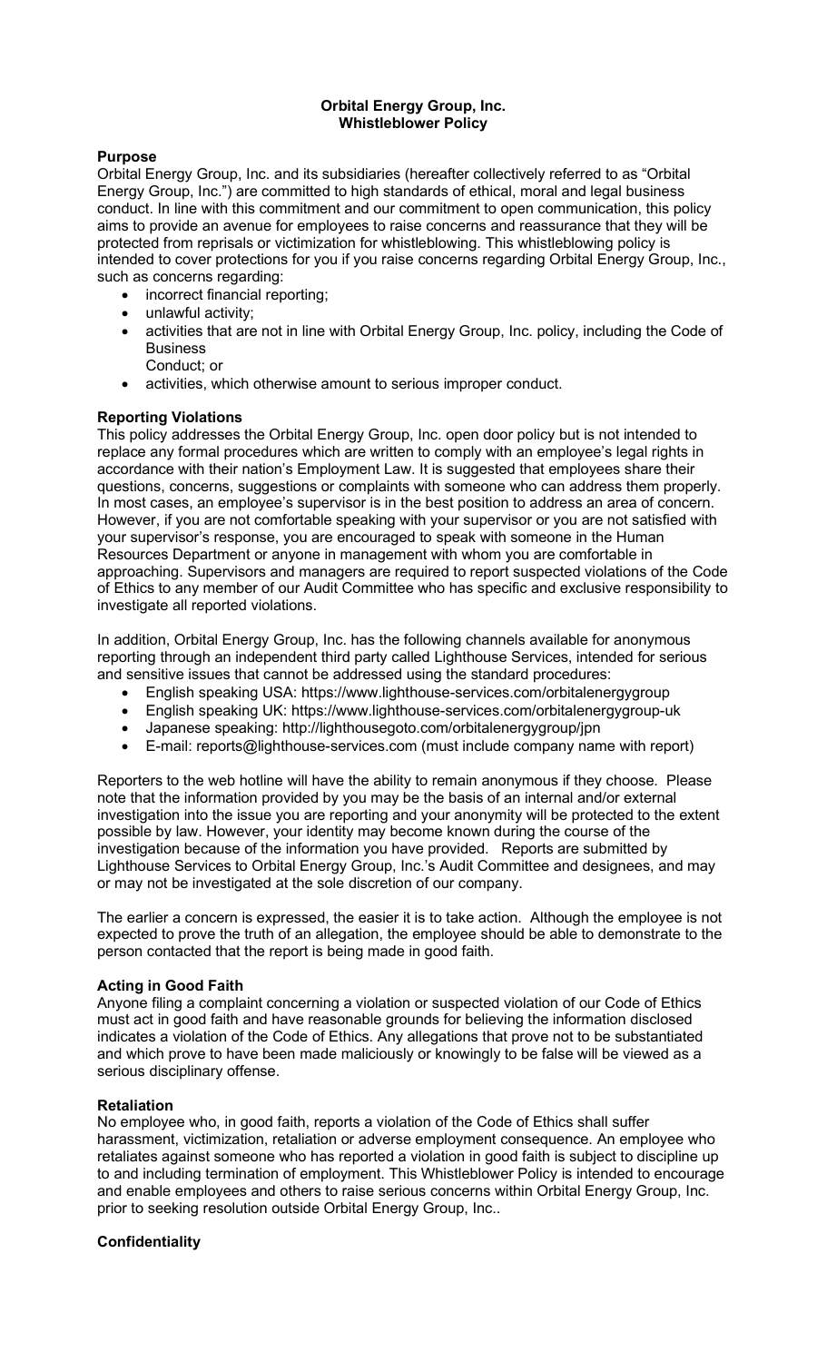**Orbital Energy Group, Inc.**
**Whistleblower Policy**

## Purpose

Orbital Energy Group, Inc. and its subsidiaries (hereafter collectively referred to as "Orbital Energy Group, Inc.") are committed to high standards of ethical, moral and legal business conduct. In line with this commitment and our commitment to open communication, this policy aims to provide an avenue for employees to raise concerns and reassurance that they will be protected from reprisals or victimization for whistleblowing. This whistleblowing policy is intended to cover protections for you if you raise concerns regarding Orbital Energy Group, Inc., such as concerns regarding:

- incorrect financial reporting;
- unlawful activity;
- activities that are not in line with Orbital Energy Group, Inc. policy, including the Code of Business Conduct; or
- activities, which otherwise amount to serious improper conduct.

## Reporting Violations

This policy addresses the Orbital Energy Group, Inc. open door policy but is not intended to replace any formal procedures which are written to comply with an employee's legal rights in accordance with their nation's Employment Law. It is suggested that employees share their questions, concerns, suggestions or complaints with someone who can address them properly. In most cases, an employee's supervisor is in the best position to address an area of concern. However, if you are not comfortable speaking with your supervisor or you are not satisfied with your supervisor's response, you are encouraged to speak with someone in the Human Resources Department or anyone in management with whom you are comfortable in approaching. Supervisors and managers are required to report suspected violations of the Code of Ethics to any member of our Audit Committee who has specific and exclusive responsibility to investigate all reported violations.

In addition, Orbital Energy Group, Inc. has the following channels available for anonymous reporting through an independent third party called Lighthouse Services, intended for serious and sensitive issues that cannot be addressed using the standard procedures:

- English speaking USA: https://www.lighthouse-services.com/orbitalenergygroup
- English speaking UK: https://www.lighthouse-services.com/orbitalenergygroup-uk
- Japanese speaking: http://lighthousegoto.com/orbitalenergygroup/jpn
- E-mail: reports@lighthouse-services.com (must include company name with report)

Reporters to the web hotline will have the ability to remain anonymous if they choose. Please note that the information provided by you may be the basis of an internal and/or external investigation into the issue you are reporting and your anonymity will be protected to the extent possible by law. However, your identity may become known during the course of the investigation because of the information you have provided. Reports are submitted by Lighthouse Services to Orbital Energy Group, Inc.'s Audit Committee and designees, and may or may not be investigated at the sole discretion of our company.

The earlier a concern is expressed, the easier it is to take action. Although the employee is not expected to prove the truth of an allegation, the employee should be able to demonstrate to the person contacted that the report is being made in good faith.

## Acting in Good Faith

Anyone filing a complaint concerning a violation or suspected violation of our Code of Ethics must act in good faith and have reasonable grounds for believing the information disclosed indicates a violation of the Code of Ethics. Any allegations that prove not to be substantiated and which prove to have been made maliciously or knowingly to be false will be viewed as a serious disciplinary offense.

## Retaliation

No employee who, in good faith, reports a violation of the Code of Ethics shall suffer harassment, victimization, retaliation or adverse employment consequence. An employee who retaliates against someone who has reported a violation in good faith is subject to discipline up to and including termination of employment. This Whistleblower Policy is intended to encourage and enable employees and others to raise serious concerns within Orbital Energy Group, Inc. prior to seeking resolution outside Orbital Energy Group, Inc..

## Confidentiality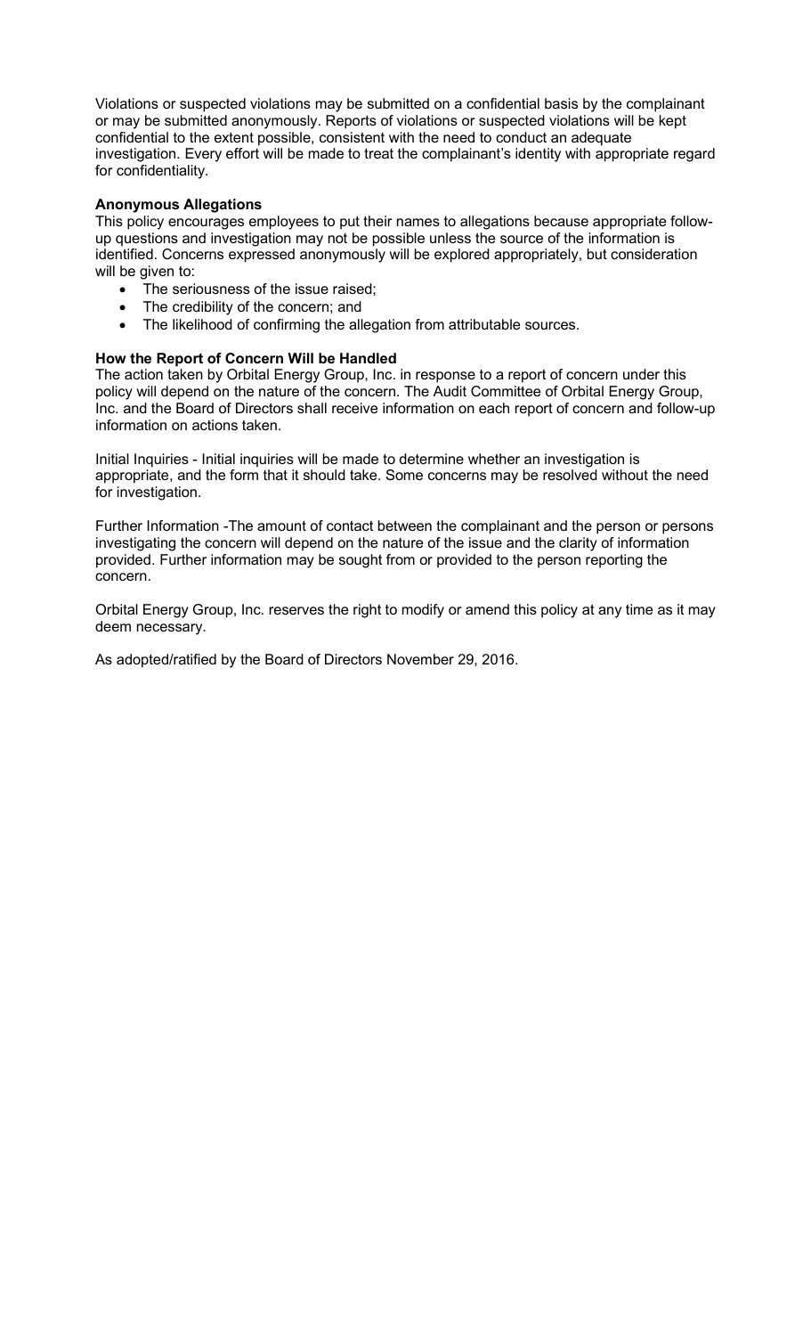Violations or suspected violations may be submitted on a confidential basis by the complainant or may be submitted anonymously. Reports of violations or suspected violations will be kept confidential to the extent possible, consistent with the need to conduct an adequate investigation. Every effort will be made to treat the complainant's identity with appropriate regard for confidentiality.

**Anonymous Allegations**

This policy encourages employees to put their names to allegations because appropriate follow-up questions and investigation may not be possible unless the source of the information is identified. Concerns expressed anonymously will be explored appropriately, but consideration will be given to:

- The seriousness of the issue raised;
- The credibility of the concern; and
- The likelihood of confirming the allegation from attributable sources.

**How the Report of Concern Will be Handled**

The action taken by Orbital Energy Group, Inc. in response to a report of concern under this policy will depend on the nature of the concern. The Audit Committee of Orbital Energy Group, Inc. and the Board of Directors shall receive information on each report of concern and follow-up information on actions taken.

Initial Inquiries - Initial inquiries will be made to determine whether an investigation is appropriate, and the form that it should take. Some concerns may be resolved without the need for investigation.

Further Information -The amount of contact between the complainant and the person or persons investigating the concern will depend on the nature of the issue and the clarity of information provided. Further information may be sought from or provided to the person reporting the concern.

Orbital Energy Group, Inc. reserves the right to modify or amend this policy at any time as it may deem necessary.

As adopted/ratified by the Board of Directors November 29, 2016.